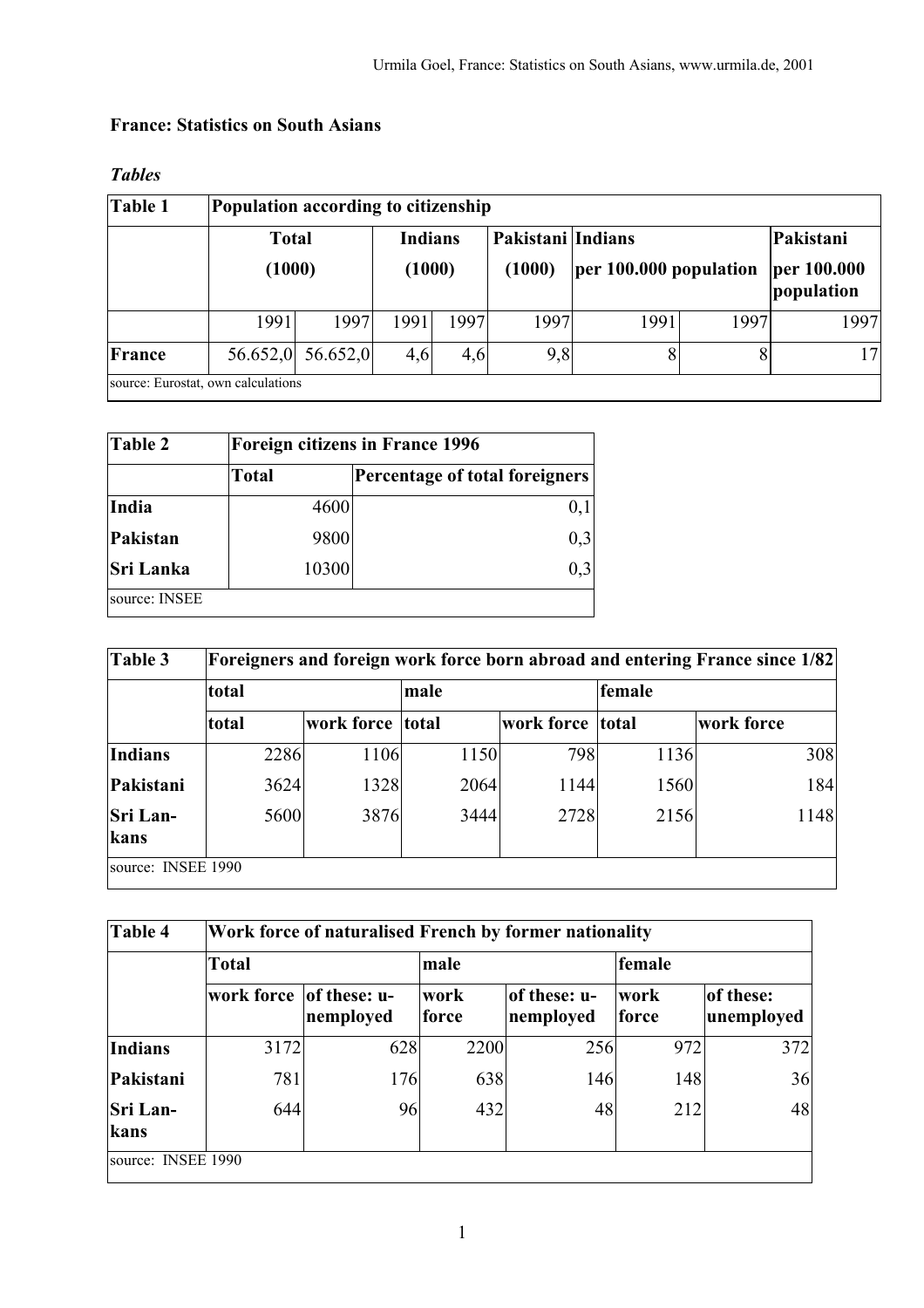**France: Statistics on South Asians**

***Tables***

| Table 1 | Population according to citizenship | | | | | | | |
|---|---|---|---|---|---|---|---|---|
| | Total (1000) | | Indians (1000) | | Pakistani (1000) | Indians per 100.000 population | | Pakistani per 100.000 population |
| | 1991 | 1997 | 1991 | 1997 | 1997 | 1991 | 1997 | 1997 |
| **France** | 56.652,0 | 56.652,0 | 4,6 | 4,6 | 9,8 | 8 | 8 | 17 |
| source: Eurostat, own calculations | | | | | | | | |

| Table 2 | Foreign citizens in France 1996 | |
|---|---|---|
| | Total | Percentage of total foreigners |
| **India** | 4600 | 0,1 |
| **Pakistan** | 9800 | 0,3 |
| **Sri Lanka** | 10300 | 0,3 |
| source: INSEE | | |

| Table 3 | Foreigners and foreign work force born abroad and entering France since 1/82 | | | | | |
|---|---|---|---|---|---|---|
| | total | | male | | female | |
| | total | work force | total | work force | total | work force |
| **Indians** | 2286 | 1106 | 1150 | 798 | 1136 | 308 |
| **Pakistani** | 3624 | 1328 | 2064 | 1144 | 1560 | 184 |
| **Sri Lankans** | 5600 | 3876 | 3444 | 2728 | 2156 | 1148 |
| source: INSEE 1990 | | | | | | |

| Table 4 | Work force of naturalised French by former nationality | | | | | |
|---|---|---|---|---|---|---|
| | Total | | male | | female | |
| | work force | of these: unemployed | work force | of these: unemployed | work force | of these: unemployed |
| **Indians** | 3172 | 628 | 2200 | 256 | 972 | 372 |
| **Pakistani** | 781 | 176 | 638 | 146 | 148 | 36 |
| **Sri Lankans** | 644 | 96 | 432 | 48 | 212 | 48 |
| source: INSEE 1990 | | | | | | |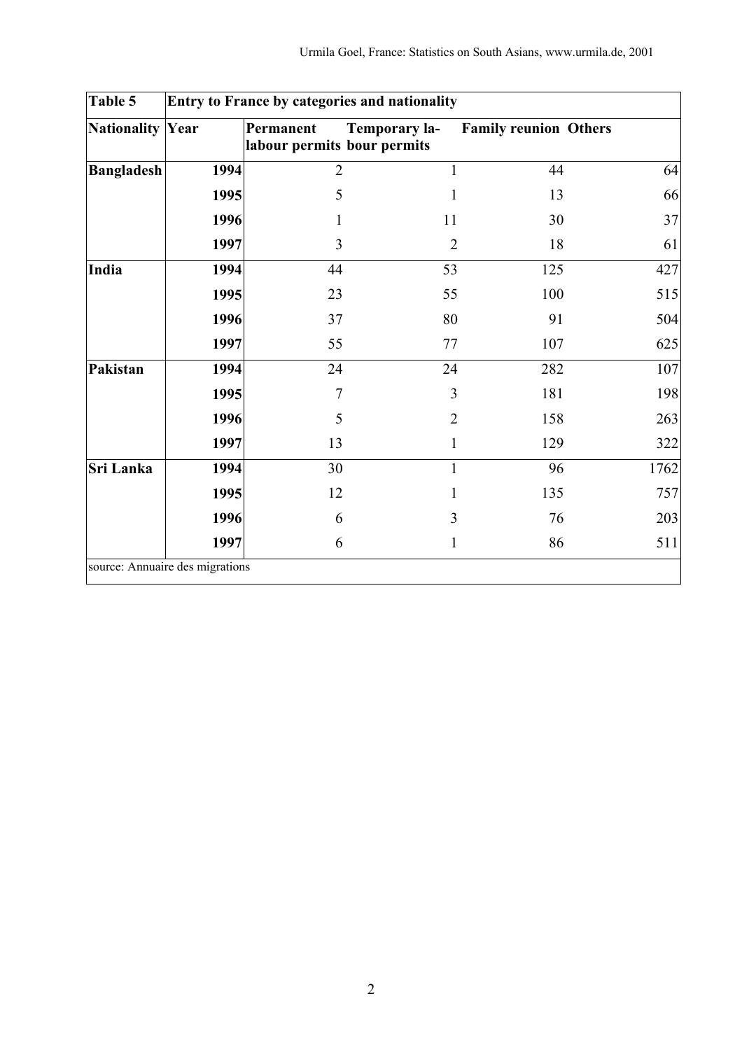| Table 5 | Entry to France by categories and nationality | | | | |
|---|---|---|---|---|---|
| **Nationality** | **Year** | **Permanent labour permits** | **Temporary labour permits** | **Family reunion** | **Others** |
| **Bangladesh** | **1994** | 2 | 1 | 44 | 64 |
| | **1995** | 5 | 1 | 13 | 66 |
| | **1996** | 1 | 11 | 30 | 37 |
| | **1997** | 3 | 2 | 18 | 61 |
| **India** | **1994** | 44 | 53 | 125 | 427 |
| | **1995** | 23 | 55 | 100 | 515 |
| | **1996** | 37 | 80 | 91 | 504 |
| | **1997** | 55 | 77 | 107 | 625 |
| **Pakistan** | **1994** | 24 | 24 | 282 | 107 |
| | **1995** | 7 | 3 | 181 | 198 |
| | **1996** | 5 | 2 | 158 | 263 |
| | **1997** | 13 | 1 | 129 | 322 |
| **Sri Lanka** | **1994** | 30 | 1 | 96 | 1762 |
| | **1995** | 12 | 1 | 135 | 757 |
| | **1996** | 6 | 3 | 76 | 203 |
| | **1997** | 6 | 1 | 86 | 511 |

source: Annuaire des migrations